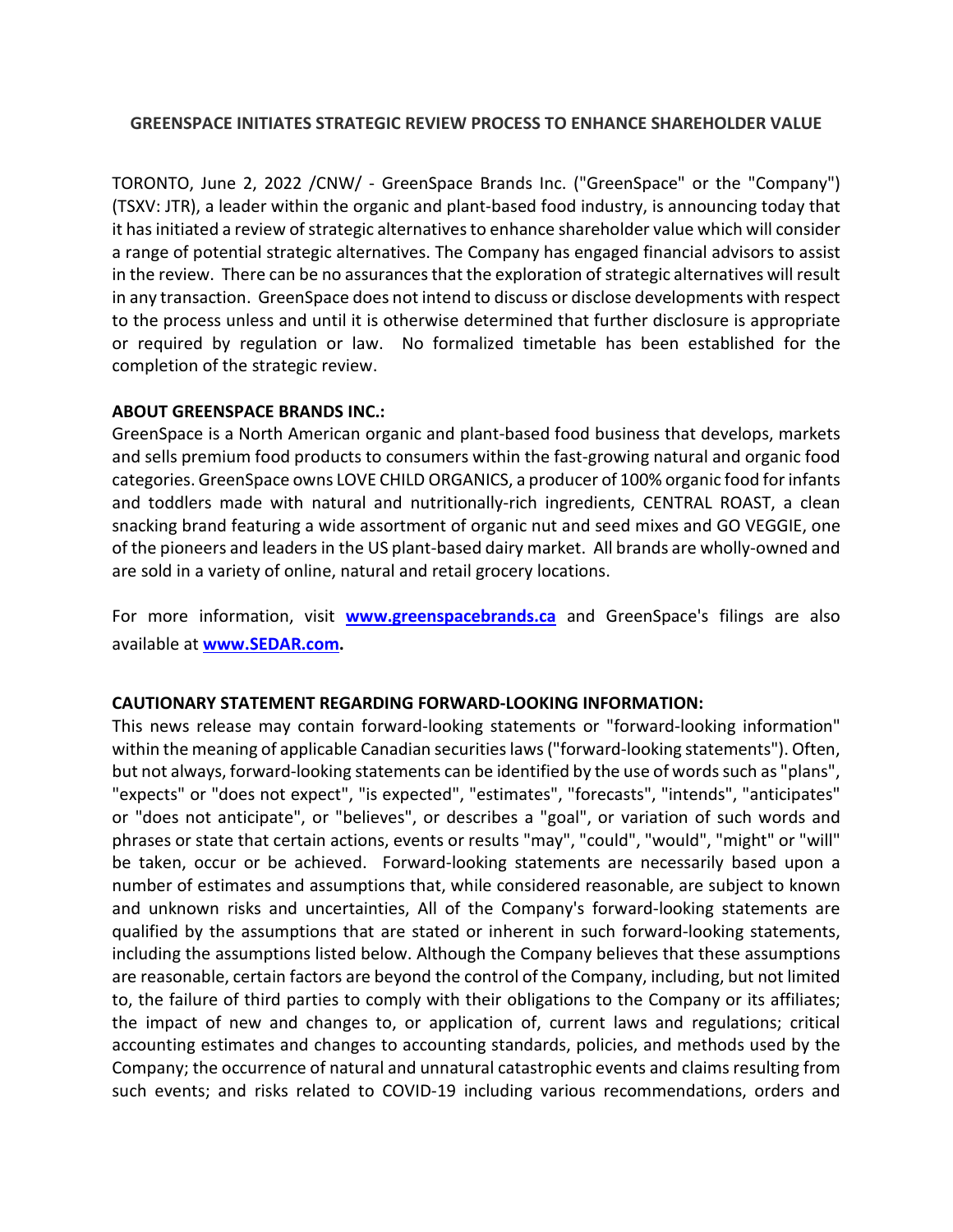**GREENSPACE INITIATES STRATEGIC REVIEW PROCESS TO ENHANCE SHAREHOLDER VALUE**

TORONTO, June 2, 2022 /CNW/ - GreenSpace Brands Inc. ("GreenSpace" or the "Company") (TSXV: JTR), a leader within the organic and plant-based food industry, is announcing today that it has initiated a review of strategic alternatives to enhance shareholder value which will consider a range of potential strategic alternatives. The Company has engaged financial advisors to assist in the review. There can be no assurances that the exploration of strategic alternatives will result in any transaction. GreenSpace does not intend to discuss or disclose developments with respect to the process unless and until it is otherwise determined that further disclosure is appropriate or required by regulation or law. No formalized timetable has been established for the completion of the strategic review.

**ABOUT GREENSPACE BRANDS INC.:**

GreenSpace is a North American organic and plant-based food business that develops, markets and sells premium food products to consumers within the fast-growing natural and organic food categories. GreenSpace owns LOVE CHILD ORGANICS, a producer of 100% organic food for infants and toddlers made with natural and nutritionally-rich ingredients, CENTRAL ROAST, a clean snacking brand featuring a wide assortment of organic nut and seed mixes and GO VEGGIE, one of the pioneers and leaders in the US plant-based dairy market. All brands are wholly-owned and are sold in a variety of online, natural and retail grocery locations.

For more information, visit **www.greenspacebrands.ca** and GreenSpace's filings are also available at **www.SEDAR.com.**

**CAUTIONARY STATEMENT REGARDING FORWARD-LOOKING INFORMATION:**

This news release may contain forward-looking statements or "forward-looking information" within the meaning of applicable Canadian securities laws ("forward-looking statements"). Often, but not always, forward-looking statements can be identified by the use of words such as "plans", "expects" or "does not expect", "is expected", "estimates", "forecasts", "intends", "anticipates" or "does not anticipate", or "believes", or describes a "goal", or variation of such words and phrases or state that certain actions, events or results "may", "could", "would", "might" or "will" be taken, occur or be achieved. Forward-looking statements are necessarily based upon a number of estimates and assumptions that, while considered reasonable, are subject to known and unknown risks and uncertainties, All of the Company's forward-looking statements are qualified by the assumptions that are stated or inherent in such forward-looking statements, including the assumptions listed below. Although the Company believes that these assumptions are reasonable, certain factors are beyond the control of the Company, including, but not limited to, the failure of third parties to comply with their obligations to the Company or its affiliates; the impact of new and changes to, or application of, current laws and regulations; critical accounting estimates and changes to accounting standards, policies, and methods used by the Company; the occurrence of natural and unnatural catastrophic events and claims resulting from such events; and risks related to COVID-19 including various recommendations, orders and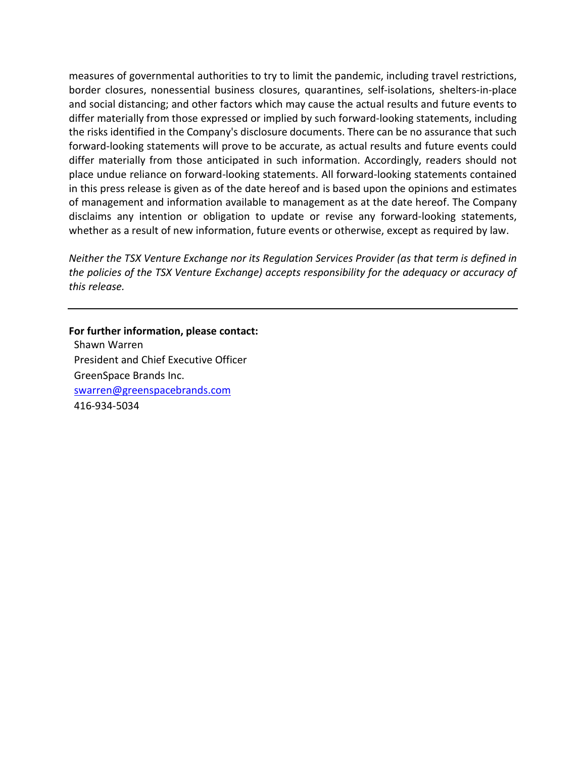measures of governmental authorities to try to limit the pandemic, including travel restrictions, border closures, nonessential business closures, quarantines, self-isolations, shelters-in-place and social distancing; and other factors which may cause the actual results and future events to differ materially from those expressed or implied by such forward-looking statements, including the risks identified in the Company's disclosure documents. There can be no assurance that such forward-looking statements will prove to be accurate, as actual results and future events could differ materially from those anticipated in such information. Accordingly, readers should not place undue reliance on forward-looking statements. All forward-looking statements contained in this press release is given as of the date hereof and is based upon the opinions and estimates of management and information available to management as at the date hereof. The Company disclaims any intention or obligation to update or revise any forward-looking statements, whether as a result of new information, future events or otherwise, except as required by law.

*Neither the TSX Venture Exchange nor its Regulation Services Provider (as that term is defined in the policies of the TSX Venture Exchange) accepts responsibility for the adequacy or accuracy of this release.*

---

**For further information, please contact:**

Shawn Warren
President and Chief Executive Officer
GreenSpace Brands Inc.
swarren@greenspacebrands.com
416-934-5034